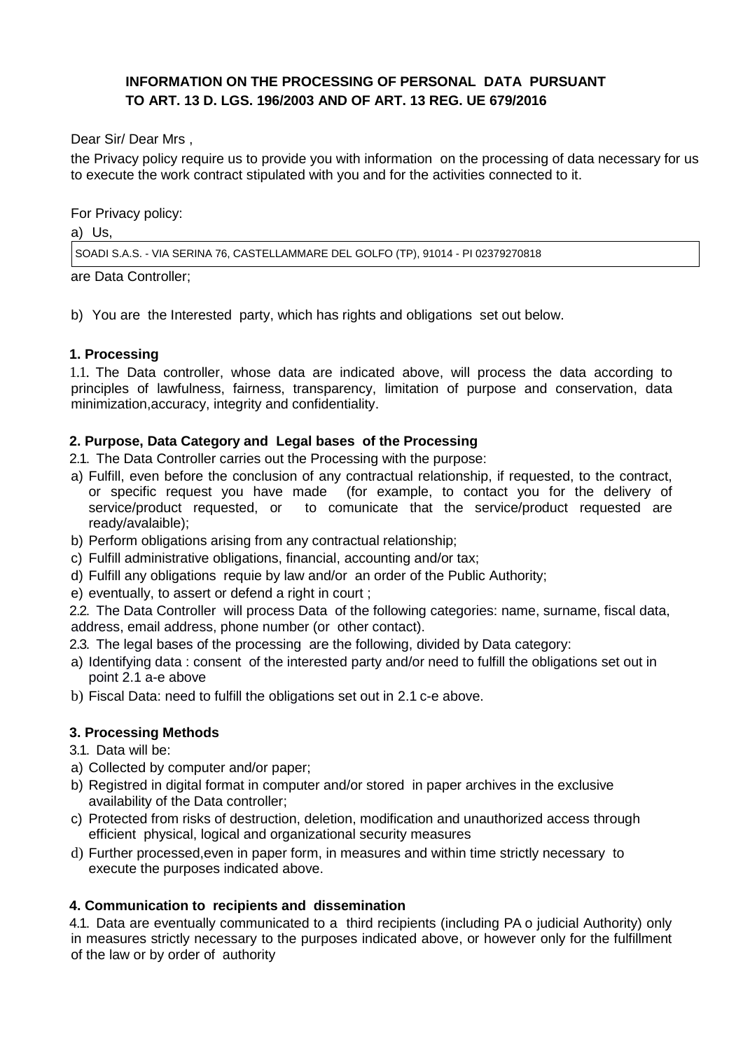**INFORMATION ON THE PROCESSING OF PERSONAL DATA PURSUANT TO ART. 13 D. LGS. 196/2003 AND OF ART. 13 REG. UE 679/2016**

Dear Sir/ Dear Mrs ,

the Privacy policy require us to provide you with information on the processing of data necessary for us to execute the work contract stipulated with you and for the activities connected to it.

For Privacy policy:

a) Us,

| SOADI S.A.S. - VIA SERINA 76, CASTELLAMMARE DEL GOLFO (TP), 91014 - PI 02379270818 |
|---|

are Data Controller;

b) You are the Interested party, which has rights and obligations set out below.

### 1. Processing

1.1. The Data controller, whose data are indicated above, will process the data according to principles of lawfulness, fairness, transparency, limitation of purpose and conservation, data minimization,accuracy, integrity and confidentiality.

### 2. Purpose, Data Category and Legal bases of the Processing

2.1. The Data Controller carries out the Processing with the purpose:

a) Fulfill, even before the conclusion of any contractual relationship, if requested, to the contract, or specific request you have made (for example, to contact you for the delivery of service/product requested, or to comunicate that the service/product requested are ready/avalaible);
b) Perform obligations arising from any contractual relationship;
c) Fulfill administrative obligations, financial, accounting and/or tax;
d) Fulfill any obligations requie by law and/or an order of the Public Authority;
e) eventually, to assert or defend a right in court ;

2.2. The Data Controller will process Data of the following categories: name, surname, fiscal data, address, email address, phone number (or other contact).

2.3. The legal bases of the processing are the following, divided by Data category:

a) Identifying data : consent of the interested party and/or need to fulfill the obligations set out in point 2.1 a-e above
b) Fiscal Data: need to fulfill the obligations set out in 2.1 c-e above.

### 3. Processing Methods

3.1. Data will be:

a) Collected by computer and/or paper;
b) Registred in digital format in computer and/or stored in paper archives in the exclusive availability of the Data controller;
c) Protected from risks of destruction, deletion, modification and unauthorized access through efficient physical, logical and organizational security measures
d) Further processed,even in paper form, in measures and within time strictly necessary to execute the purposes indicated above.

### 4. Communication to recipients and dissemination

4.1. Data are eventually communicated to a third recipients (including PA o judicial Authority) only in measures strictly necessary to the purposes indicated above, or however only for the fulfillment of the law or by order of authority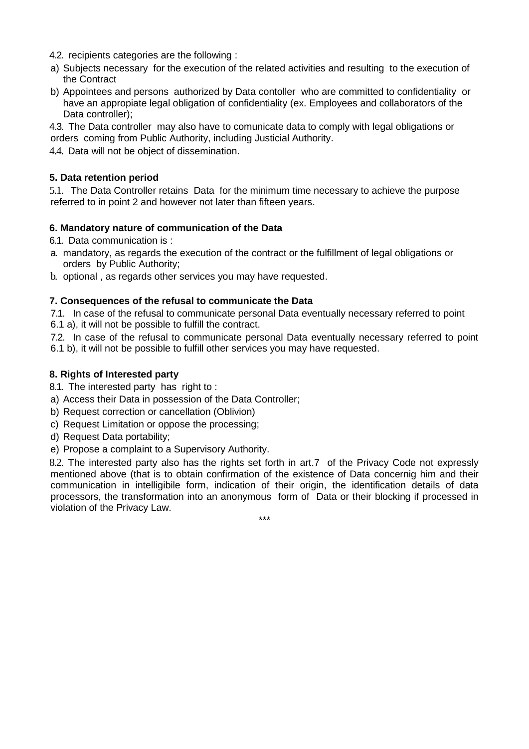4.2. recipients categories are the following :

a) Subjects necessary for the execution of the related activities and resulting to the execution of the Contract
b) Appointees and persons authorized by Data contoller who are committed to confidentiality or have an appropiate legal obligation of confidentiality (ex. Employees and collaborators of the Data controller);

4.3. The Data controller may also have to comunicate data to comply with legal obligations or orders coming from Public Authority, including Justicial Authority.

4.4. Data will not be object of dissemination.

**5. Data retention period**

5.1. The Data Controller retains Data for the minimum time necessary to achieve the purpose referred to in point 2 and however not later than fifteen years.

**6. Mandatory nature of communication of the Data**

6.1. Data communication is :

a. mandatory, as regards the execution of the contract or the fulfillment of legal obligations or orders by Public Authority;
b. optional , as regards other services you may have requested.

**7. Consequences of the refusal to communicate the Data**

7.1. In case of the refusal to communicate personal Data eventually necessary referred to point 6.1 a), it will not be possible to fulfill the contract.

7.2. In case of the refusal to communicate personal Data eventually necessary referred to point 6.1 b), it will not be possible to fulfill other services you may have requested.

**8. Rights of Interested party**

8.1. The interested party has right to :

a) Access their Data in possession of the Data Controller;
b) Request correction or cancellation (Oblivion)
c) Request Limitation or oppose the processing;
d) Request Data portability;
e) Propose a complaint to a Supervisory Authority.

8.2. The interested party also has the rights set forth in art.7 of the Privacy Code not expressly mentioned above (that is to obtain confirmation of the existence of Data concernig him and their communication in intelligibile form, indication of their origin, the identification details of data processors, the transformation into an anonymous form of Data or their blocking if processed in violation of the Privacy Law.

\*\*\*